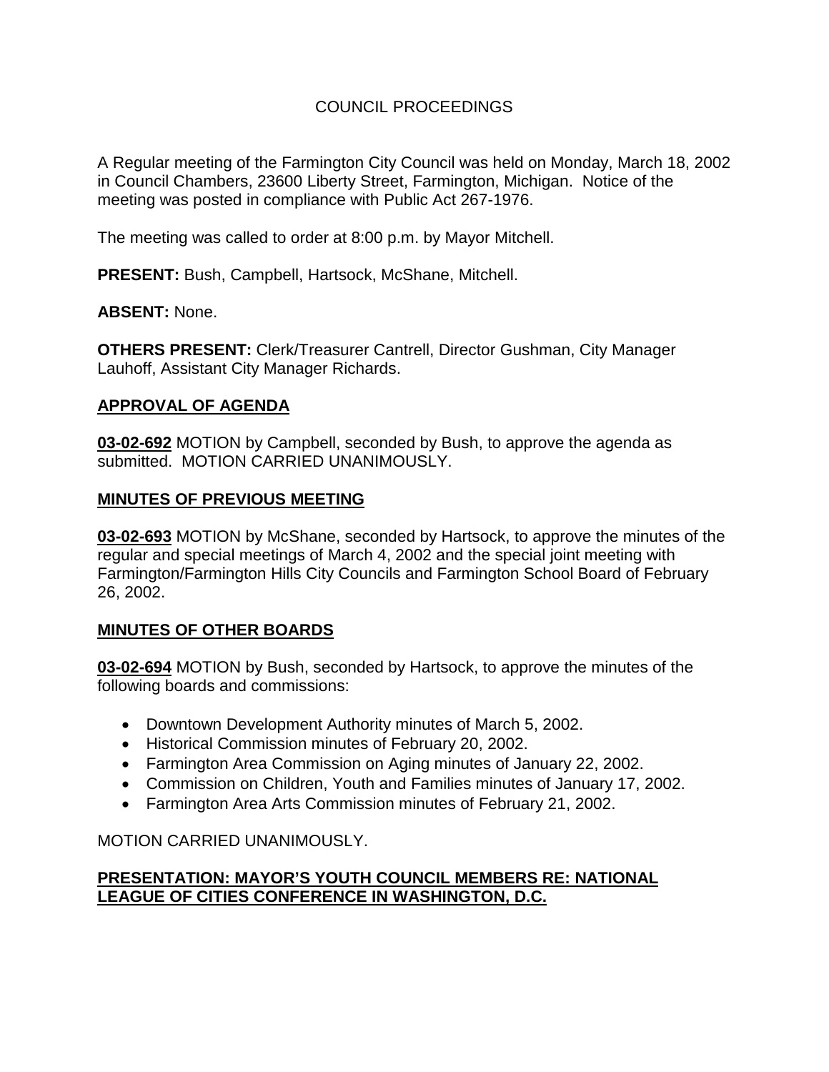# COUNCIL PROCEEDINGS

A Regular meeting of the Farmington City Council was held on Monday, March 18, 2002 in Council Chambers, 23600 Liberty Street, Farmington, Michigan. Notice of the meeting was posted in compliance with Public Act 267-1976.

The meeting was called to order at 8:00 p.m. by Mayor Mitchell.

**PRESENT:** Bush, Campbell, Hartsock, McShane, Mitchell.

**ABSENT:** None.

**OTHERS PRESENT:** Clerk/Treasurer Cantrell, Director Gushman, City Manager Lauhoff, Assistant City Manager Richards.

## APPROVAL OF AGENDA

**03-02-692** MOTION by Campbell, seconded by Bush, to approve the agenda as submitted. MOTION CARRIED UNANIMOUSLY.

## MINUTES OF PREVIOUS MEETING

**03-02-693** MOTION by McShane, seconded by Hartsock, to approve the minutes of the regular and special meetings of March 4, 2002 and the special joint meeting with Farmington/Farmington Hills City Councils and Farmington School Board of February 26, 2002.

## MINUTES OF OTHER BOARDS

**03-02-694** MOTION by Bush, seconded by Hartsock, to approve the minutes of the following boards and commissions:

- Downtown Development Authority minutes of March 5, 2002.
- Historical Commission minutes of February 20, 2002.
- Farmington Area Commission on Aging minutes of January 22, 2002.
- Commission on Children, Youth and Families minutes of January 17, 2002.
- Farmington Area Arts Commission minutes of February 21, 2002.

MOTION CARRIED UNANIMOUSLY.

## PRESENTATION: MAYOR'S YOUTH COUNCIL MEMBERS RE: NATIONAL LEAGUE OF CITIES CONFERENCE IN WASHINGTON, D.C.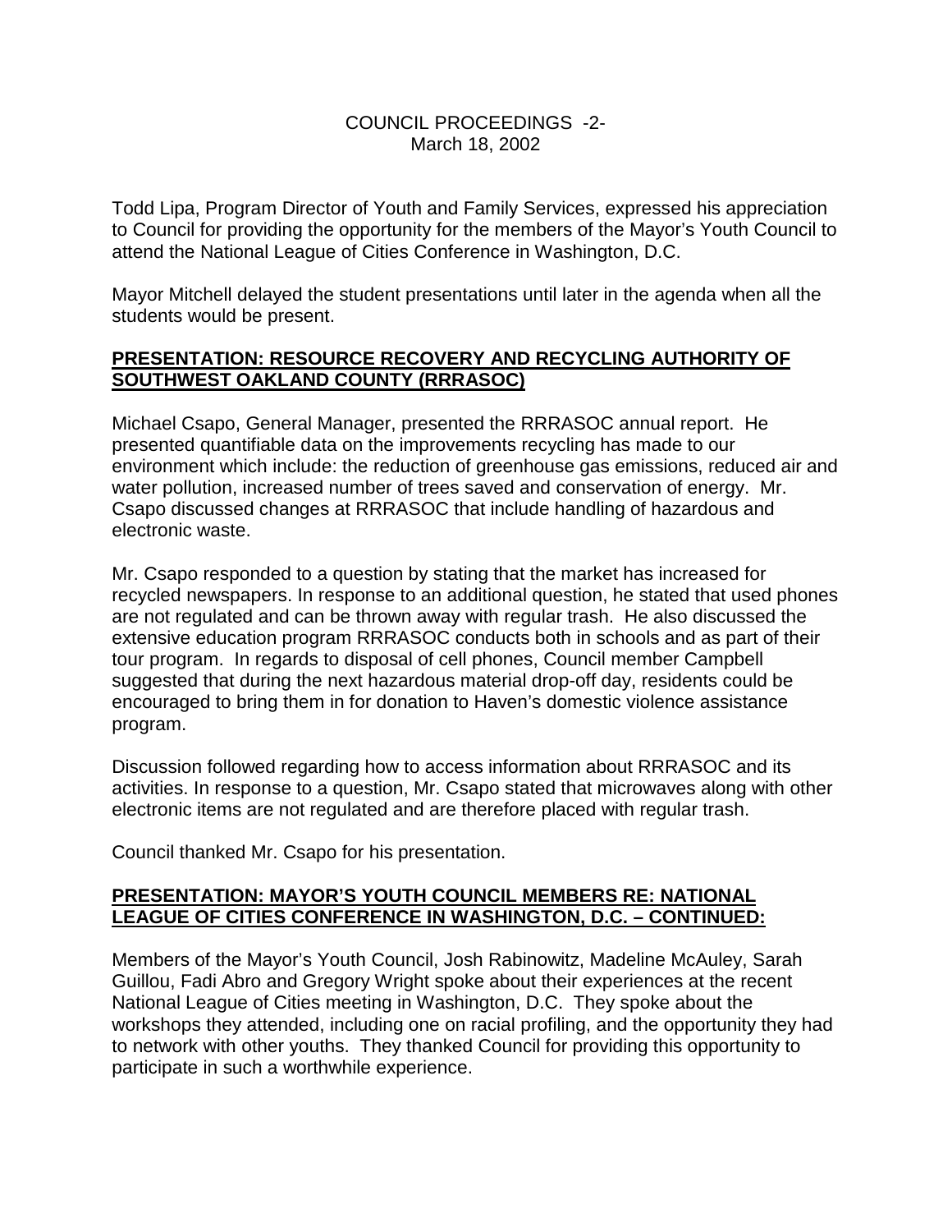Todd Lipa, Program Director of Youth and Family Services, expressed his appreciation to Council for providing the opportunity for the members of the Mayor's Youth Council to attend the National League of Cities Conference in Washington, D.C.

Mayor Mitchell delayed the student presentations until later in the agenda when all the students would be present.

**PRESENTATION: RESOURCE RECOVERY AND RECYCLING AUTHORITY OF SOUTHWEST OAKLAND COUNTY (RRRASOC)**

Michael Csapo, General Manager, presented the RRRASOC annual report. He presented quantifiable data on the improvements recycling has made to our environment which include: the reduction of greenhouse gas emissions, reduced air and water pollution, increased number of trees saved and conservation of energy. Mr. Csapo discussed changes at RRRASOC that include handling of hazardous and electronic waste.

Mr. Csapo responded to a question by stating that the market has increased for recycled newspapers. In response to an additional question, he stated that used phones are not regulated and can be thrown away with regular trash. He also discussed the extensive education program RRRASOC conducts both in schools and as part of their tour program. In regards to disposal of cell phones, Council member Campbell suggested that during the next hazardous material drop-off day, residents could be encouraged to bring them in for donation to Haven's domestic violence assistance program.

Discussion followed regarding how to access information about RRRASOC and its activities. In response to a question, Mr. Csapo stated that microwaves along with other electronic items are not regulated and are therefore placed with regular trash.

Council thanked Mr. Csapo for his presentation.

**PRESENTATION: MAYOR'S YOUTH COUNCIL MEMBERS RE: NATIONAL LEAGUE OF CITIES CONFERENCE IN WASHINGTON, D.C. – CONTINUED:**

Members of the Mayor's Youth Council, Josh Rabinowitz, Madeline McAuley, Sarah Guillou, Fadi Abro and Gregory Wright spoke about their experiences at the recent National League of Cities meeting in Washington, D.C. They spoke about the workshops they attended, including one on racial profiling, and the opportunity they had to network with other youths. They thanked Council for providing this opportunity to participate in such a worthwhile experience.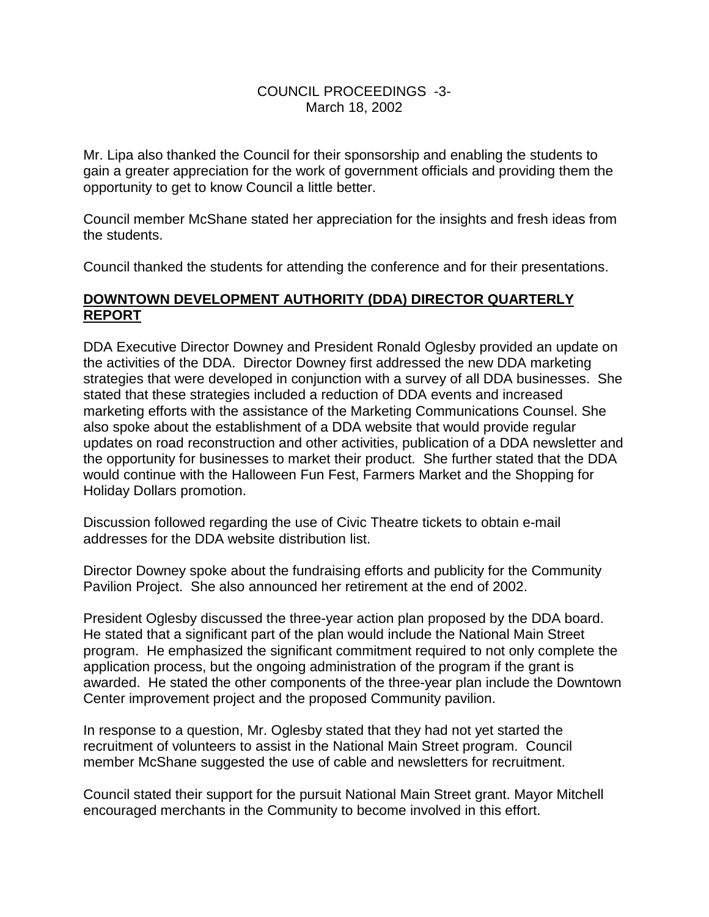Mr. Lipa also thanked the Council for their sponsorship and enabling the students to gain a greater appreciation for the work of government officials and providing them the opportunity to get to know Council a little better.

Council member McShane stated her appreciation for the insights and fresh ideas from the students.

Council thanked the students for attending the conference and for their presentations.

## DOWNTOWN DEVELOPMENT AUTHORITY (DDA) DIRECTOR QUARTERLY REPORT

DDA Executive Director Downey and President Ronald Oglesby provided an update on the activities of the DDA. Director Downey first addressed the new DDA marketing strategies that were developed in conjunction with a survey of all DDA businesses. She stated that these strategies included a reduction of DDA events and increased marketing efforts with the assistance of the Marketing Communications Counsel. She also spoke about the establishment of a DDA website that would provide regular updates on road reconstruction and other activities, publication of a DDA newsletter and the opportunity for businesses to market their product. She further stated that the DDA would continue with the Halloween Fun Fest, Farmers Market and the Shopping for Holiday Dollars promotion.

Discussion followed regarding the use of Civic Theatre tickets to obtain e-mail addresses for the DDA website distribution list.

Director Downey spoke about the fundraising efforts and publicity for the Community Pavilion Project. She also announced her retirement at the end of 2002.

President Oglesby discussed the three-year action plan proposed by the DDA board. He stated that a significant part of the plan would include the National Main Street program. He emphasized the significant commitment required to not only complete the application process, but the ongoing administration of the program if the grant is awarded. He stated the other components of the three-year plan include the Downtown Center improvement project and the proposed Community pavilion.

In response to a question, Mr. Oglesby stated that they had not yet started the recruitment of volunteers to assist in the National Main Street program. Council member McShane suggested the use of cable and newsletters for recruitment.

Council stated their support for the pursuit National Main Street grant. Mayor Mitchell encouraged merchants in the Community to become involved in this effort.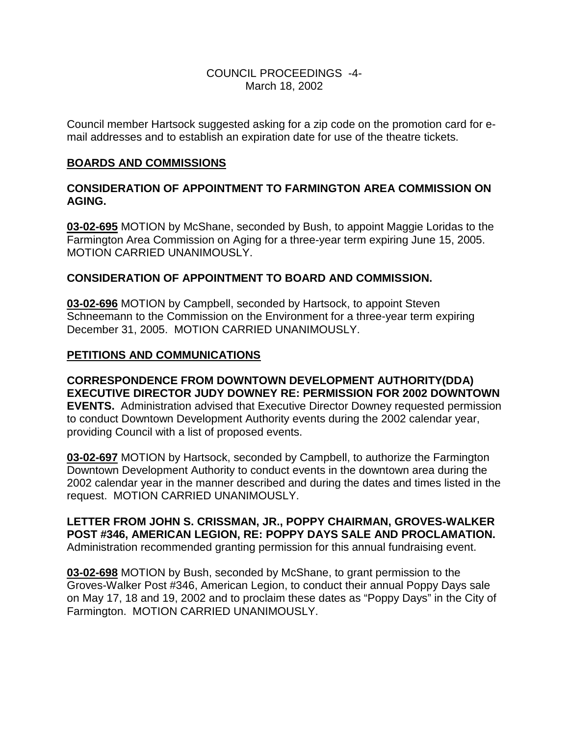Council member Hartsock suggested asking for a zip code on the promotion card for e-mail addresses and to establish an expiration date for use of the theatre tickets.

## BOARDS AND COMMISSIONS

### CONSIDERATION OF APPOINTMENT TO FARMINGTON AREA COMMISSION ON AGING.

**03-02-695** MOTION by McShane, seconded by Bush, to appoint Maggie Loridas to the Farmington Area Commission on Aging for a three-year term expiring June 15, 2005. MOTION CARRIED UNANIMOUSLY.

### CONSIDERATION OF APPOINTMENT TO BOARD AND COMMISSION.

**03-02-696** MOTION by Campbell, seconded by Hartsock, to appoint Steven Schneemann to the Commission on the Environment for a three-year term expiring December 31, 2005. MOTION CARRIED UNANIMOUSLY.

## PETITIONS AND COMMUNICATIONS

**CORRESPONDENCE FROM DOWNTOWN DEVELOPMENT AUTHORITY(DDA) EXECUTIVE DIRECTOR JUDY DOWNEY RE: PERMISSION FOR 2002 DOWNTOWN EVENTS.** Administration advised that Executive Director Downey requested permission to conduct Downtown Development Authority events during the 2002 calendar year, providing Council with a list of proposed events.

**03-02-697** MOTION by Hartsock, seconded by Campbell, to authorize the Farmington Downtown Development Authority to conduct events in the downtown area during the 2002 calendar year in the manner described and during the dates and times listed in the request. MOTION CARRIED UNANIMOUSLY.

**LETTER FROM JOHN S. CRISSMAN, JR., POPPY CHAIRMAN, GROVES-WALKER POST #346, AMERICAN LEGION, RE: POPPY DAYS SALE AND PROCLAMATION.** Administration recommended granting permission for this annual fundraising event.

**03-02-698** MOTION by Bush, seconded by McShane, to grant permission to the Groves-Walker Post #346, American Legion, to conduct their annual Poppy Days sale on May 17, 18 and 19, 2002 and to proclaim these dates as "Poppy Days" in the City of Farmington. MOTION CARRIED UNANIMOUSLY.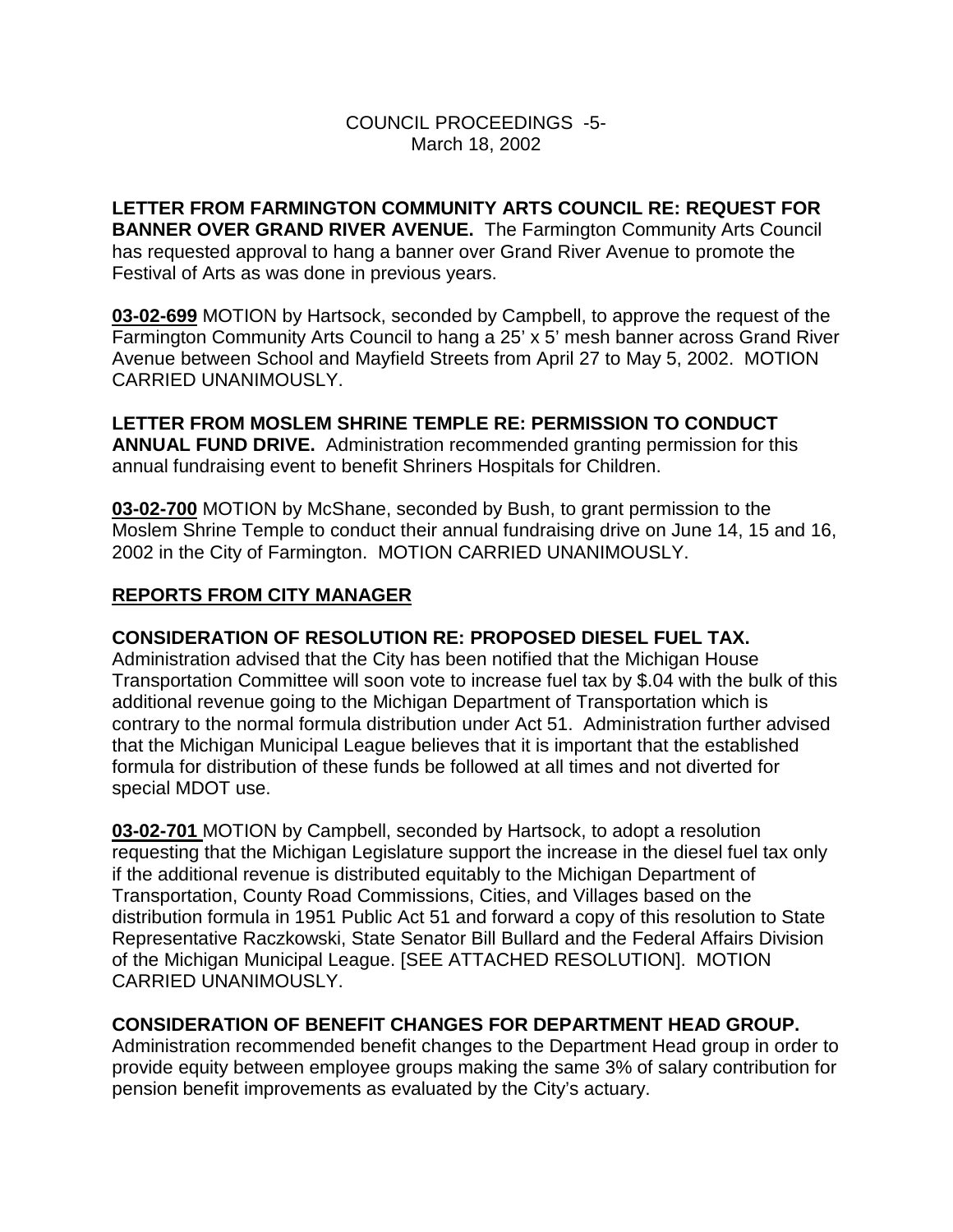**LETTER FROM FARMINGTON COMMUNITY ARTS COUNCIL RE: REQUEST FOR BANNER OVER GRAND RIVER AVENUE.** The Farmington Community Arts Council has requested approval to hang a banner over Grand River Avenue to promote the Festival of Arts as was done in previous years.

**03-02-699** MOTION by Hartsock, seconded by Campbell, to approve the request of the Farmington Community Arts Council to hang a 25' x 5' mesh banner across Grand River Avenue between School and Mayfield Streets from April 27 to May 5, 2002. MOTION CARRIED UNANIMOUSLY.

**LETTER FROM MOSLEM SHRINE TEMPLE RE: PERMISSION TO CONDUCT ANNUAL FUND DRIVE.** Administration recommended granting permission for this annual fundraising event to benefit Shriners Hospitals for Children.

**03-02-700** MOTION by McShane, seconded by Bush, to grant permission to the Moslem Shrine Temple to conduct their annual fundraising drive on June 14, 15 and 16, 2002 in the City of Farmington. MOTION CARRIED UNANIMOUSLY.

## REPORTS FROM CITY MANAGER

**CONSIDERATION OF RESOLUTION RE: PROPOSED DIESEL FUEL TAX.** Administration advised that the City has been notified that the Michigan House Transportation Committee will soon vote to increase fuel tax by $.04 with the bulk of this additional revenue going to the Michigan Department of Transportation which is contrary to the normal formula distribution under Act 51. Administration further advised that the Michigan Municipal League believes that it is important that the established formula for distribution of these funds be followed at all times and not diverted for special MDOT use.

**03-02-701** MOTION by Campbell, seconded by Hartsock, to adopt a resolution requesting that the Michigan Legislature support the increase in the diesel fuel tax only if the additional revenue is distributed equitably to the Michigan Department of Transportation, County Road Commissions, Cities, and Villages based on the distribution formula in 1951 Public Act 51 and forward a copy of this resolution to State Representative Raczkowski, State Senator Bill Bullard and the Federal Affairs Division of the Michigan Municipal League. [SEE ATTACHED RESOLUTION]. MOTION CARRIED UNANIMOUSLY.

**CONSIDERATION OF BENEFIT CHANGES FOR DEPARTMENT HEAD GROUP.** Administration recommended benefit changes to the Department Head group in order to provide equity between employee groups making the same 3% of salary contribution for pension benefit improvements as evaluated by the City's actuary.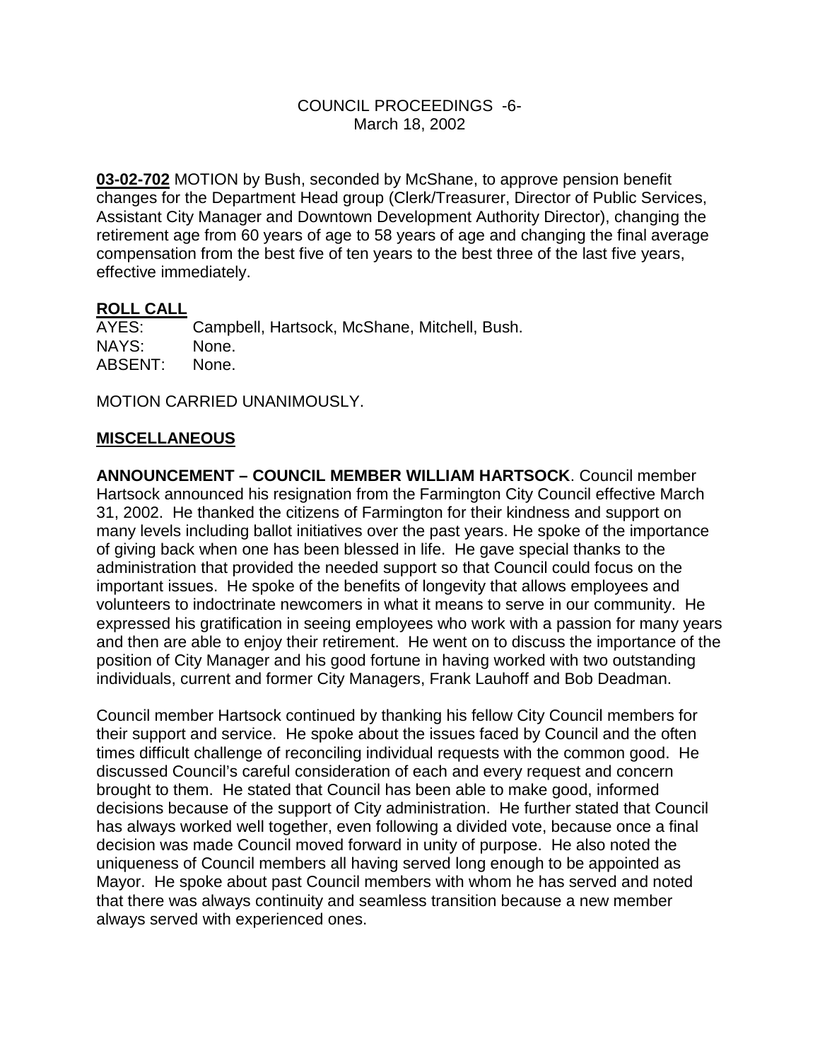**03-02-702** MOTION by Bush, seconded by McShane, to approve pension benefit changes for the Department Head group (Clerk/Treasurer, Director of Public Services, Assistant City Manager and Downtown Development Authority Director), changing the retirement age from 60 years of age to 58 years of age and changing the final average compensation from the best five of ten years to the best three of the last five years, effective immediately.

**ROLL CALL**

AYES: Campbell, Hartsock, McShane, Mitchell, Bush.
NAYS: None.
ABSENT: None.

MOTION CARRIED UNANIMOUSLY.

**MISCELLANEOUS**

**ANNOUNCEMENT – COUNCIL MEMBER WILLIAM HARTSOCK**. Council member Hartsock announced his resignation from the Farmington City Council effective March 31, 2002. He thanked the citizens of Farmington for their kindness and support on many levels including ballot initiatives over the past years. He spoke of the importance of giving back when one has been blessed in life. He gave special thanks to the administration that provided the needed support so that Council could focus on the important issues. He spoke of the benefits of longevity that allows employees and volunteers to indoctrinate newcomers in what it means to serve in our community. He expressed his gratification in seeing employees who work with a passion for many years and then are able to enjoy their retirement. He went on to discuss the importance of the position of City Manager and his good fortune in having worked with two outstanding individuals, current and former City Managers, Frank Lauhoff and Bob Deadman.

Council member Hartsock continued by thanking his fellow City Council members for their support and service. He spoke about the issues faced by Council and the often times difficult challenge of reconciling individual requests with the common good. He discussed Council's careful consideration of each and every request and concern brought to them. He stated that Council has been able to make good, informed decisions because of the support of City administration. He further stated that Council has always worked well together, even following a divided vote, because once a final decision was made Council moved forward in unity of purpose. He also noted the uniqueness of Council members all having served long enough to be appointed as Mayor. He spoke about past Council members with whom he has served and noted that there was always continuity and seamless transition because a new member always served with experienced ones.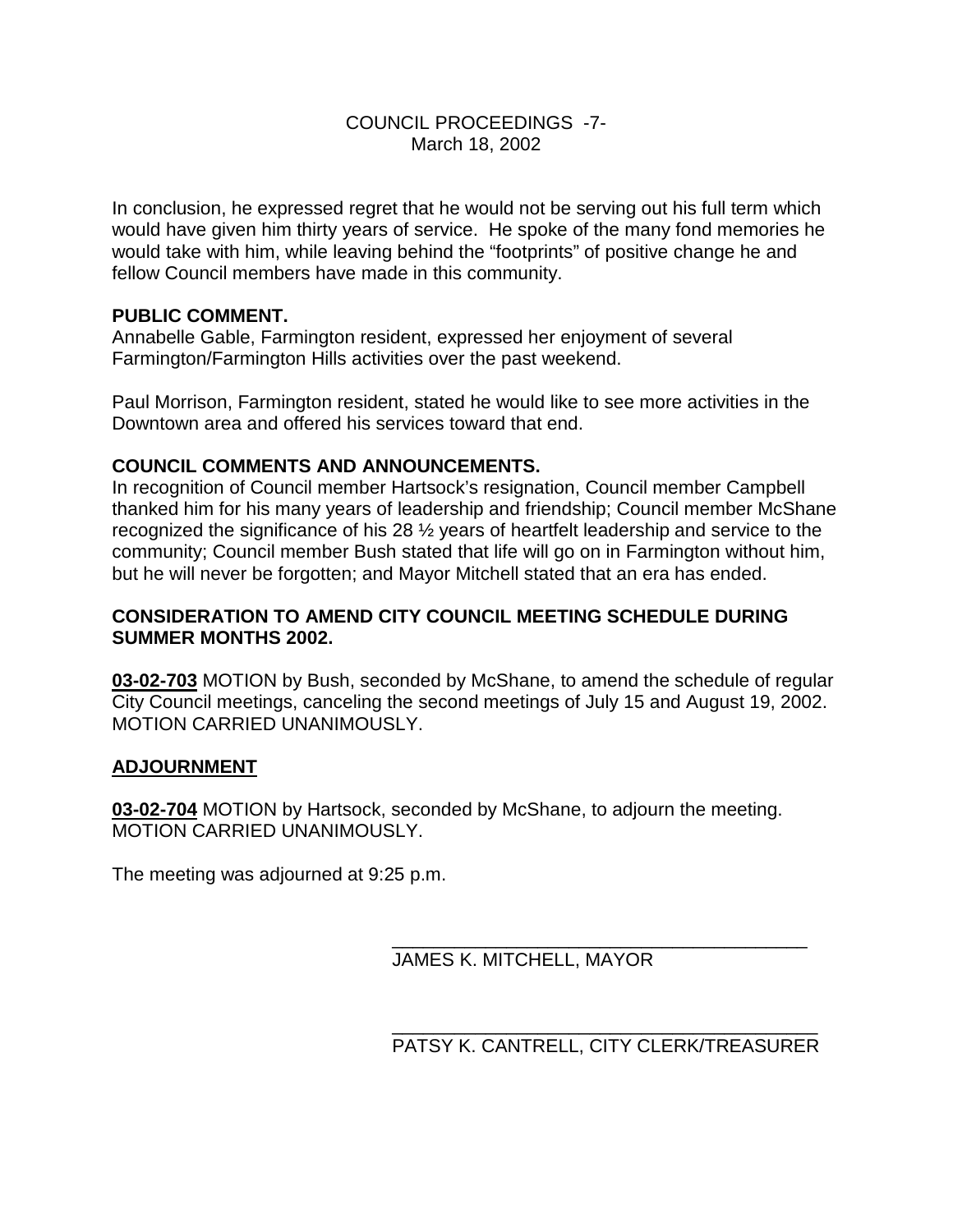In conclusion, he expressed regret that he would not be serving out his full term which would have given him thirty years of service. He spoke of the many fond memories he would take with him, while leaving behind the "footprints" of positive change he and fellow Council members have made in this community.

**PUBLIC COMMENT.**

Annabelle Gable, Farmington resident, expressed her enjoyment of several Farmington/Farmington Hills activities over the past weekend.

Paul Morrison, Farmington resident, stated he would like to see more activities in the Downtown area and offered his services toward that end.

**COUNCIL COMMENTS AND ANNOUNCEMENTS.**

In recognition of Council member Hartsock's resignation, Council member Campbell thanked him for his many years of leadership and friendship; Council member McShane recognized the significance of his 28 ½ years of heartfelt leadership and service to the community; Council member Bush stated that life will go on in Farmington without him, but he will never be forgotten; and Mayor Mitchell stated that an era has ended.

**CONSIDERATION TO AMEND CITY COUNCIL MEETING SCHEDULE DURING SUMMER MONTHS 2002.**

**03-02-703** MOTION by Bush, seconded by McShane, to amend the schedule of regular City Council meetings, canceling the second meetings of July 15 and August 19, 2002. MOTION CARRIED UNANIMOUSLY.

**ADJOURNMENT**

**03-02-704** MOTION by Hartsock, seconded by McShane, to adjourn the meeting. MOTION CARRIED UNANIMOUSLY.

The meeting was adjourned at 9:25 p.m.

\_\_\_\_\_\_\_\_\_\_\_\_\_\_\_\_\_\_\_\_\_\_\_\_\_\_\_\_\_\_\_\_\_\_\_\_\_\_\_\_
JAMES K. MITCHELL, MAYOR

\_\_\_\_\_\_\_\_\_\_\_\_\_\_\_\_\_\_\_\_\_\_\_\_\_\_\_\_\_\_\_\_\_\_\_\_\_\_\_\_
PATSY K. CANTRELL, CITY CLERK/TREASURER